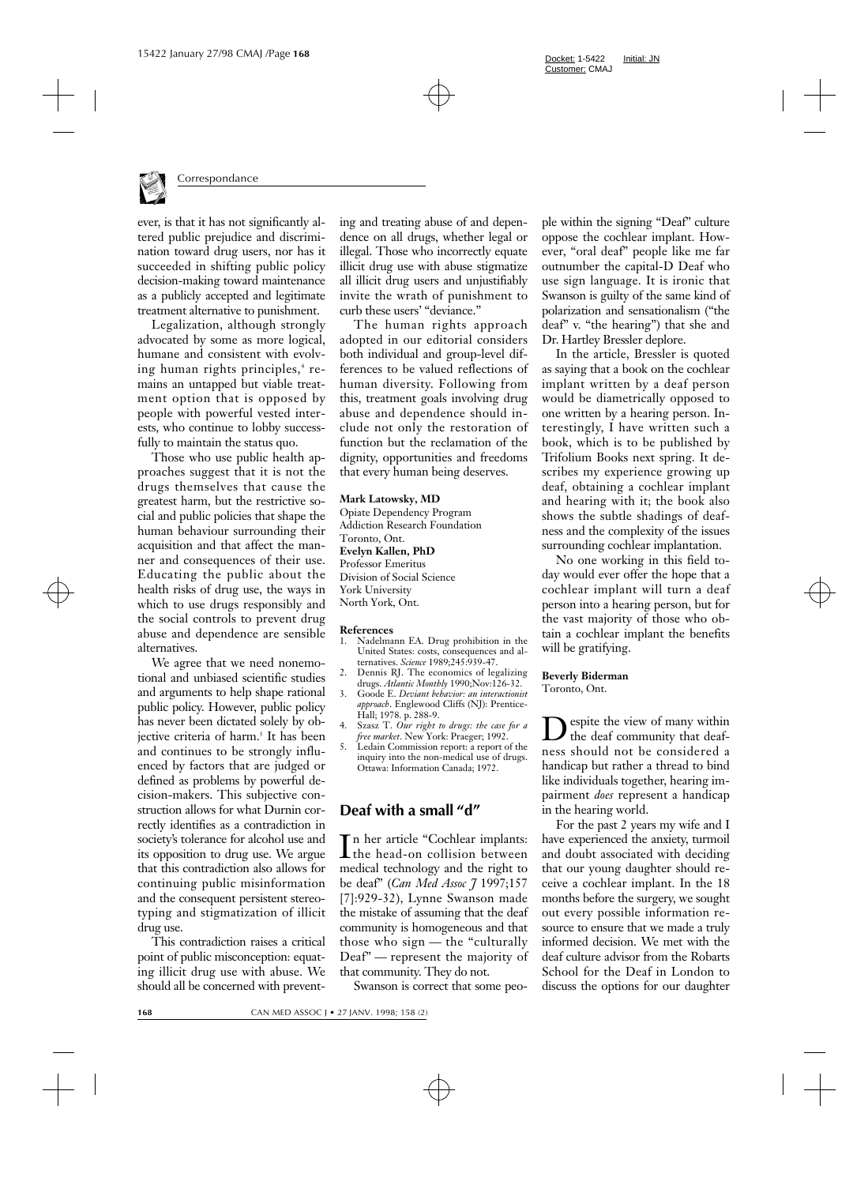ever, is that it has not significantly altered public prejudice and discrimination toward drug users, nor has it succeeded in shifting public policy decision-making toward maintenance as a publicly accepted and legitimate treatment alternative to punishment.

Legalization, although strongly advocated by some as more logical, humane and consistent with evolving human rights principles,[4] remains an untapped but viable treatment option that is opposed by people with powerful vested interests, who continue to lobby successfully to maintain the status quo.

Those who use public health approaches suggest that it is not the drugs themselves that cause the greatest harm, but the restrictive social and public policies that shape the human behaviour surrounding their acquisition and that affect the manner and consequences of their use. Educating the public about the health risks of drug use, the ways in which to use drugs responsibly and the social controls to prevent drug abuse and dependence are sensible alternatives.

We agree that we need nonemotional and unbiased scientific studies and arguments to help shape rational public policy. However, public policy has never been dictated solely by objective criteria of harm.[5] It has been and continues to be strongly influenced by factors that are judged or defined as problems by powerful decision-makers. This subjective construction allows for what Durnin correctly identifies as a contradiction in society's tolerance for alcohol use and its opposition to drug use. We argue that this contradiction also allows for continuing public misinformation and the consequent persistent stereotyping and stigmatization of illicit drug use.

This contradiction raises a critical point of public misconception: equating illicit drug use with abuse. We should all be concerned with preventing and treating abuse of and dependence on all drugs, whether legal or illegal. Those who incorrectly equate illicit drug use with abuse stigmatize all illicit drug users and unjustifiably invite the wrath of punishment to curb these users' "deviance."

The human rights approach adopted in our editorial considers both individual and group-level differences to be valued reflections of human diversity. Following from this, treatment goals involving drug abuse and dependence should include not only the restoration of function but the reclamation of the dignity, opportunities and freedoms that every human being deserves.

**Mark Latowsky, MD**
Opiate Dependency Program
Addiction Research Foundation
Toronto, Ont.
**Evelyn Kallen, PhD**
Professor Emeritus
Division of Social Science
York University
North York, Ont.

**References**

1. Nadelmann EA. Drug prohibition in the United States: costs, consequences and alternatives. *Science* 1989;245:939-47.
2. Dennis RJ. The economics of legalizing drugs. *Atlantic Monthly* 1990;Nov:126-32.
3. Goode E. *Deviant behavior: an interactionist approach*. Englewood Cliffs (NJ): Prentice-Hall; 1978. p. 288-9.
4. Szasz T. *Our right to drugs: the case for a free market*. New York: Praeger; 1992.
5. Ledain Commission report: a report of the inquiry into the non-medical use of drugs. Ottawa: Information Canada; 1972.

## Deaf with a small "d"

In her article "Cochlear implants: the head-on collision between medical technology and the right to be deaf" (*Can Med Assoc J* 1997;157[7]:929-32), Lynne Swanson made the mistake of assuming that the deaf community is homogeneous and that those who sign — the "culturally Deaf" — represent the majority of that community. They do not.

Swanson is correct that some people within the signing "Deaf" culture oppose the cochlear implant. However, "oral deaf" people like me far outnumber the capital-D Deaf who use sign language. It is ironic that Swanson is guilty of the same kind of polarization and sensationalism ("the deaf" v. "the hearing") that she and Dr. Hartley Bressler deplore.

In the article, Bressler is quoted as saying that a book on the cochlear implant written by a deaf person would be diametrically opposed to one written by a hearing person. Interestingly, I have written such a book, which is to be published by Trifolium Books next spring. It describes my experience growing up deaf, obtaining a cochlear implant and hearing with it; the book also shows the subtle shadings of deafness and the complexity of the issues surrounding cochlear implantation.

No one working in this field today would ever offer the hope that a cochlear implant will turn a deaf person into a hearing person, but for the vast majority of those who obtain a cochlear implant the benefits will be gratifying.

**Beverly Biderman**
Toronto, Ont.

Despite the view of many within the deaf community that deafness should not be considered a handicap but rather a thread to bind like individuals together, hearing impairment *does* represent a handicap in the hearing world.

For the past 2 years my wife and I have experienced the anxiety, turmoil and doubt associated with deciding that our young daughter should receive a cochlear implant. In the 18 months before the surgery, we sought out every possible information resource to ensure that we made a truly informed decision. We met with the deaf culture advisor from the Robarts School for the Deaf in London to discuss the options for our daughter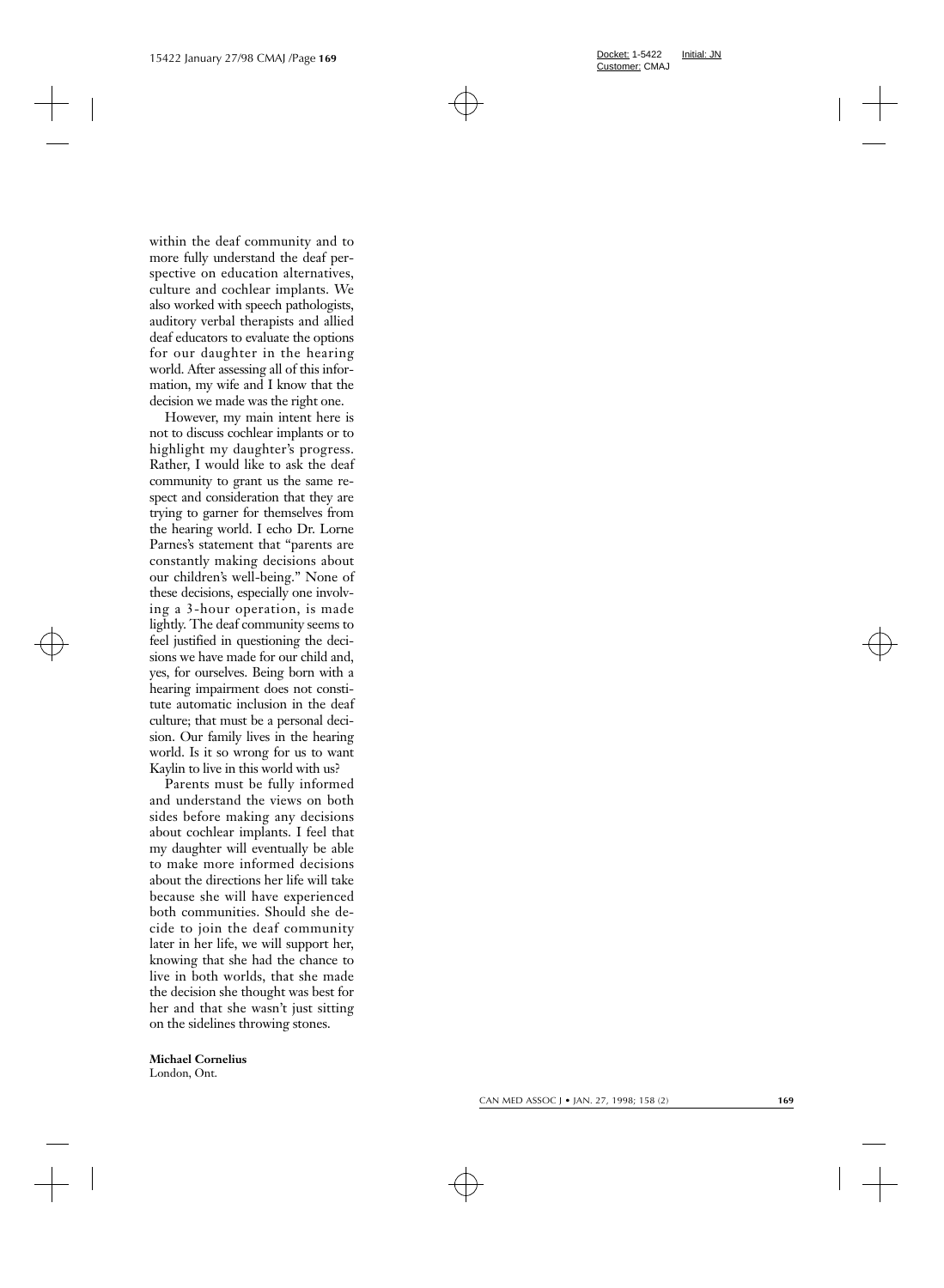within the deaf community and to more fully understand the deaf perspective on education alternatives, culture and cochlear implants. We also worked with speech pathologists, auditory verbal therapists and allied deaf educators to evaluate the options for our daughter in the hearing world. After assessing all of this information, my wife and I know that the decision we made was the right one.

However, my main intent here is not to discuss cochlear implants or to highlight my daughter's progress. Rather, I would like to ask the deaf community to grant us the same respect and consideration that they are trying to garner for themselves from the hearing world. I echo Dr. Lorne Parnes's statement that "parents are constantly making decisions about our children's well-being." None of these decisions, especially one involving a 3-hour operation, is made lightly. The deaf community seems to feel justified in questioning the decisions we have made for our child and, yes, for ourselves. Being born with a hearing impairment does not constitute automatic inclusion in the deaf culture; that must be a personal decision. Our family lives in the hearing world. Is it so wrong for us to want Kaylin to live in this world with us?

Parents must be fully informed and understand the views on both sides before making any decisions about cochlear implants. I feel that my daughter will eventually be able to make more informed decisions about the directions her life will take because she will have experienced both communities. Should she decide to join the deaf community later in her life, we will support her, knowing that she had the chance to live in both worlds, that she made the decision she thought was best for her and that she wasn't just sitting on the sidelines throwing stones.

**Michael Cornelius**
London, Ont.